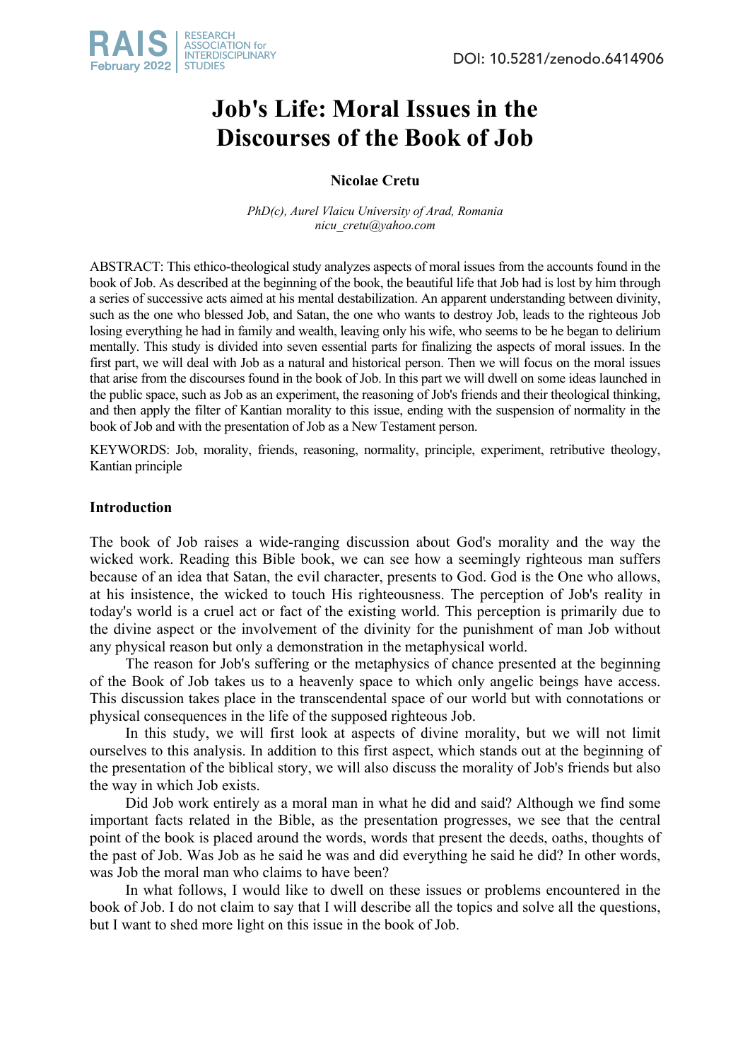# Job's Life: Moral Issues in the Discourses of the Book of Job

**Nicolae Cretu**

*PhD(c), Aurel Vlaicu University of Arad, Romania*
*nicu_cretu@yahoo.com*

ABSTRACT: This ethico-theological study analyzes aspects of moral issues from the accounts found in the book of Job. As described at the beginning of the book, the beautiful life that Job had is lost by him through a series of successive acts aimed at his mental destabilization. An apparent understanding between divinity, such as the one who blessed Job, and Satan, the one who wants to destroy Job, leads to the righteous Job losing everything he had in family and wealth, leaving only his wife, who seems to be he began to delirium mentally. This study is divided into seven essential parts for finalizing the aspects of moral issues. In the first part, we will deal with Job as a natural and historical person. Then we will focus on the moral issues that arise from the discourses found in the book of Job. In this part we will dwell on some ideas launched in the public space, such as Job as an experiment, the reasoning of Job's friends and their theological thinking, and then apply the filter of Kantian morality to this issue, ending with the suspension of normality in the book of Job and with the presentation of Job as a New Testament person.

KEYWORDS: Job, morality, friends, reasoning, normality, principle, experiment, retributive theology, Kantian principle

## Introduction

The book of Job raises a wide-ranging discussion about God's morality and the way the wicked work. Reading this Bible book, we can see how a seemingly righteous man suffers because of an idea that Satan, the evil character, presents to God. God is the One who allows, at his insistence, the wicked to touch His righteousness. The perception of Job's reality in today's world is a cruel act or fact of the existing world. This perception is primarily due to the divine aspect or the involvement of the divinity for the punishment of man Job without any physical reason but only a demonstration in the metaphysical world.

The reason for Job's suffering or the metaphysics of chance presented at the beginning of the Book of Job takes us to a heavenly space to which only angelic beings have access. This discussion takes place in the transcendental space of our world but with connotations or physical consequences in the life of the supposed righteous Job.

In this study, we will first look at aspects of divine morality, but we will not limit ourselves to this analysis. In addition to this first aspect, which stands out at the beginning of the presentation of the biblical story, we will also discuss the morality of Job's friends but also the way in which Job exists.

Did Job work entirely as a moral man in what he did and said? Although we find some important facts related in the Bible, as the presentation progresses, we see that the central point of the book is placed around the words, words that present the deeds, oaths, thoughts of the past of Job. Was Job as he said he was and did everything he said he did? In other words, was Job the moral man who claims to have been?

In what follows, I would like to dwell on these issues or problems encountered in the book of Job. I do not claim to say that I will describe all the topics and solve all the questions, but I want to shed more light on this issue in the book of Job.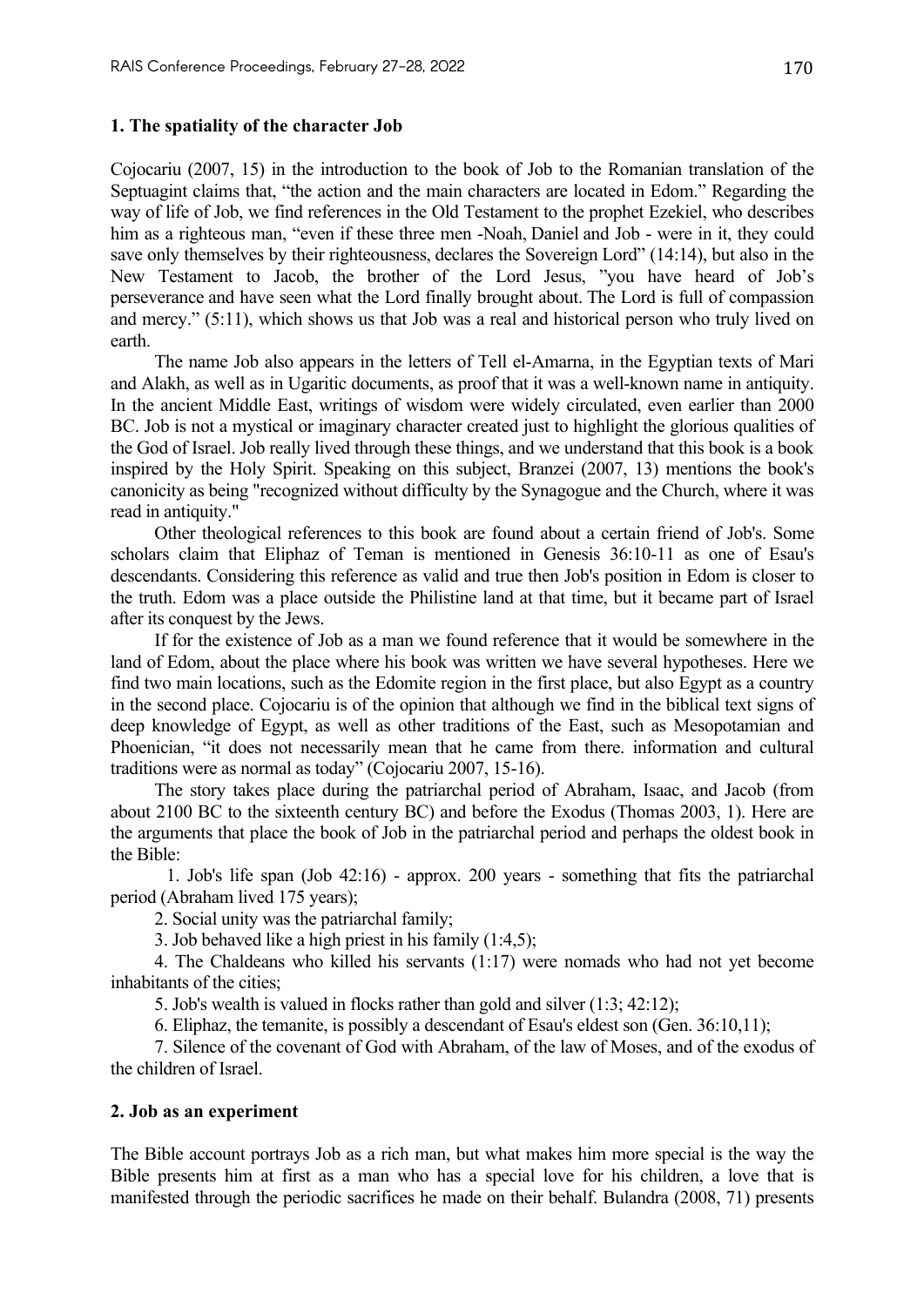### 1. The spatiality of the character Job

Cojocariu (2007, 15) in the introduction to the book of Job to the Romanian translation of the Septuagint claims that, "the action and the main characters are located in Edom." Regarding the way of life of Job, we find references in the Old Testament to the prophet Ezekiel, who describes him as a righteous man, "even if these three men -Noah, Daniel and Job - were in it, they could save only themselves by their righteousness, declares the Sovereign Lord" (14:14), but also in the New Testament to Jacob, the brother of the Lord Jesus, "you have heard of Job's perseverance and have seen what the Lord finally brought about. The Lord is full of compassion and mercy." (5:11), which shows us that Job was a real and historical person who truly lived on earth.

The name Job also appears in the letters of Tell el-Amarna, in the Egyptian texts of Mari and Alakh, as well as in Ugaritic documents, as proof that it was a well-known name in antiquity. In the ancient Middle East, writings of wisdom were widely circulated, even earlier than 2000 BC. Job is not a mystical or imaginary character created just to highlight the glorious qualities of the God of Israel. Job really lived through these things, and we understand that this book is a book inspired by the Holy Spirit. Speaking on this subject, Branzei (2007, 13) mentions the book's canonicity as being "recognized without difficulty by the Synagogue and the Church, where it was read in antiquity."

Other theological references to this book are found about a certain friend of Job's. Some scholars claim that Eliphaz of Teman is mentioned in Genesis 36:10-11 as one of Esau's descendants. Considering this reference as valid and true then Job's position in Edom is closer to the truth. Edom was a place outside the Philistine land at that time, but it became part of Israel after its conquest by the Jews.

If for the existence of Job as a man we found reference that it would be somewhere in the land of Edom, about the place where his book was written we have several hypotheses. Here we find two main locations, such as the Edomite region in the first place, but also Egypt as a country in the second place. Cojocariu is of the opinion that although we find in the biblical text signs of deep knowledge of Egypt, as well as other traditions of the East, such as Mesopotamian and Phoenician, "it does not necessarily mean that he came from there. information and cultural traditions were as normal as today" (Cojocariu 2007, 15-16).

The story takes place during the patriarchal period of Abraham, Isaac, and Jacob (from about 2100 BC to the sixteenth century BC) and before the Exodus (Thomas 2003, 1). Here are the arguments that place the book of Job in the patriarchal period and perhaps the oldest book in the Bible:

1. Job's life span (Job 42:16) - approx. 200 years - something that fits the patriarchal period (Abraham lived 175 years);
2. Social unity was the patriarchal family;
3. Job behaved like a high priest in his family (1:4,5);
4. The Chaldeans who killed his servants (1:17) were nomads who had not yet become inhabitants of the cities;
5. Job's wealth is valued in flocks rather than gold and silver (1:3; 42:12);
6. Eliphaz, the temanite, is possibly a descendant of Esau's eldest son (Gen. 36:10,11);
7. Silence of the covenant of God with Abraham, of the law of Moses, and of the exodus of the children of Israel.

### 2. Job as an experiment

The Bible account portrays Job as a rich man, but what makes him more special is the way the Bible presents him at first as a man who has a special love for his children, a love that is manifested through the periodic sacrifices he made on their behalf. Bulandra (2008, 71) presents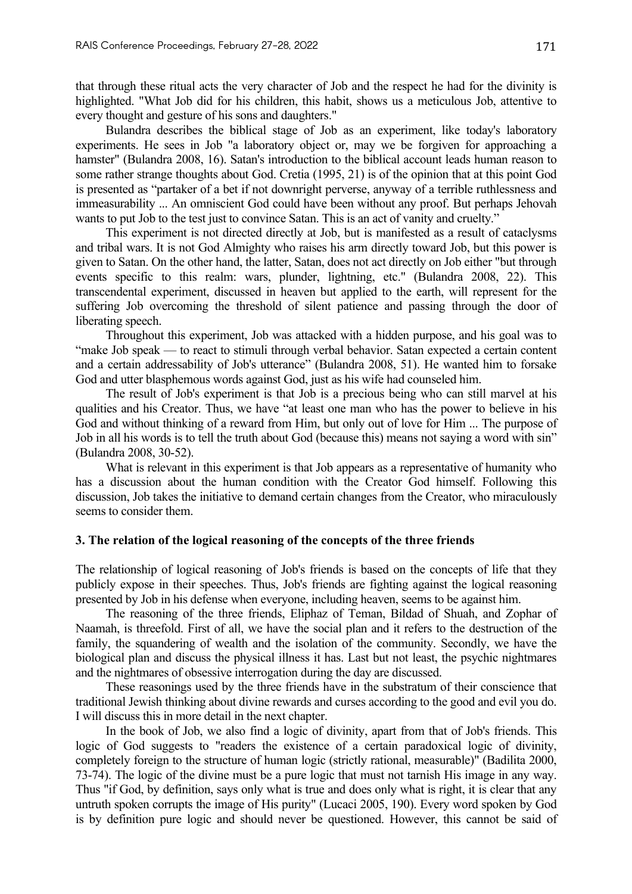that through these ritual acts the very character of Job and the respect he had for the divinity is highlighted. "What Job did for his children, this habit, shows us a meticulous Job, attentive to every thought and gesture of his sons and daughters."

Bulandra describes the biblical stage of Job as an experiment, like today's laboratory experiments. He sees in Job "a laboratory object or, may we be forgiven for approaching a hamster" (Bulandra 2008, 16). Satan's introduction to the biblical account leads human reason to some rather strange thoughts about God. Cretia (1995, 21) is of the opinion that at this point God is presented as "partaker of a bet if not downright perverse, anyway of a terrible ruthlessness and immeasurability ... An omniscient God could have been without any proof. But perhaps Jehovah wants to put Job to the test just to convince Satan. This is an act of vanity and cruelty."

This experiment is not directed directly at Job, but is manifested as a result of cataclysms and tribal wars. It is not God Almighty who raises his arm directly toward Job, but this power is given to Satan. On the other hand, the latter, Satan, does not act directly on Job either "but through events specific to this realm: wars, plunder, lightning, etc." (Bulandra 2008, 22). This transcendental experiment, discussed in heaven but applied to the earth, will represent for the suffering Job overcoming the threshold of silent patience and passing through the door of liberating speech.

Throughout this experiment, Job was attacked with a hidden purpose, and his goal was to "make Job speak — to react to stimuli through verbal behavior. Satan expected a certain content and a certain addressability of Job's utterance" (Bulandra 2008, 51). He wanted him to forsake God and utter blasphemous words against God, just as his wife had counseled him.

The result of Job's experiment is that Job is a precious being who can still marvel at his qualities and his Creator. Thus, we have "at least one man who has the power to believe in his God and without thinking of a reward from Him, but only out of love for Him ... The purpose of Job in all his words is to tell the truth about God (because this) means not saying a word with sin" (Bulandra 2008, 30-52).

What is relevant in this experiment is that Job appears as a representative of humanity who has a discussion about the human condition with the Creator God himself. Following this discussion, Job takes the initiative to demand certain changes from the Creator, who miraculously seems to consider them.

### 3. The relation of the logical reasoning of the concepts of the three friends

The relationship of logical reasoning of Job's friends is based on the concepts of life that they publicly expose in their speeches. Thus, Job's friends are fighting against the logical reasoning presented by Job in his defense when everyone, including heaven, seems to be against him.

The reasoning of the three friends, Eliphaz of Teman, Bildad of Shuah, and Zophar of Naamah, is threefold. First of all, we have the social plan and it refers to the destruction of the family, the squandering of wealth and the isolation of the community. Secondly, we have the biological plan and discuss the physical illness it has. Last but not least, the psychic nightmares and the nightmares of obsessive interrogation during the day are discussed.

These reasonings used by the three friends have in the substratum of their conscience that traditional Jewish thinking about divine rewards and curses according to the good and evil you do. I will discuss this in more detail in the next chapter.

In the book of Job, we also find a logic of divinity, apart from that of Job's friends. This logic of God suggests to "readers the existence of a certain paradoxical logic of divinity, completely foreign to the structure of human logic (strictly rational, measurable)" (Badilita 2000, 73-74). The logic of the divine must be a pure logic that must not tarnish His image in any way. Thus "if God, by definition, says only what is true and does only what is right, it is clear that any untruth spoken corrupts the image of His purity" (Lucaci 2005, 190). Every word spoken by God is by definition pure logic and should never be questioned. However, this cannot be said of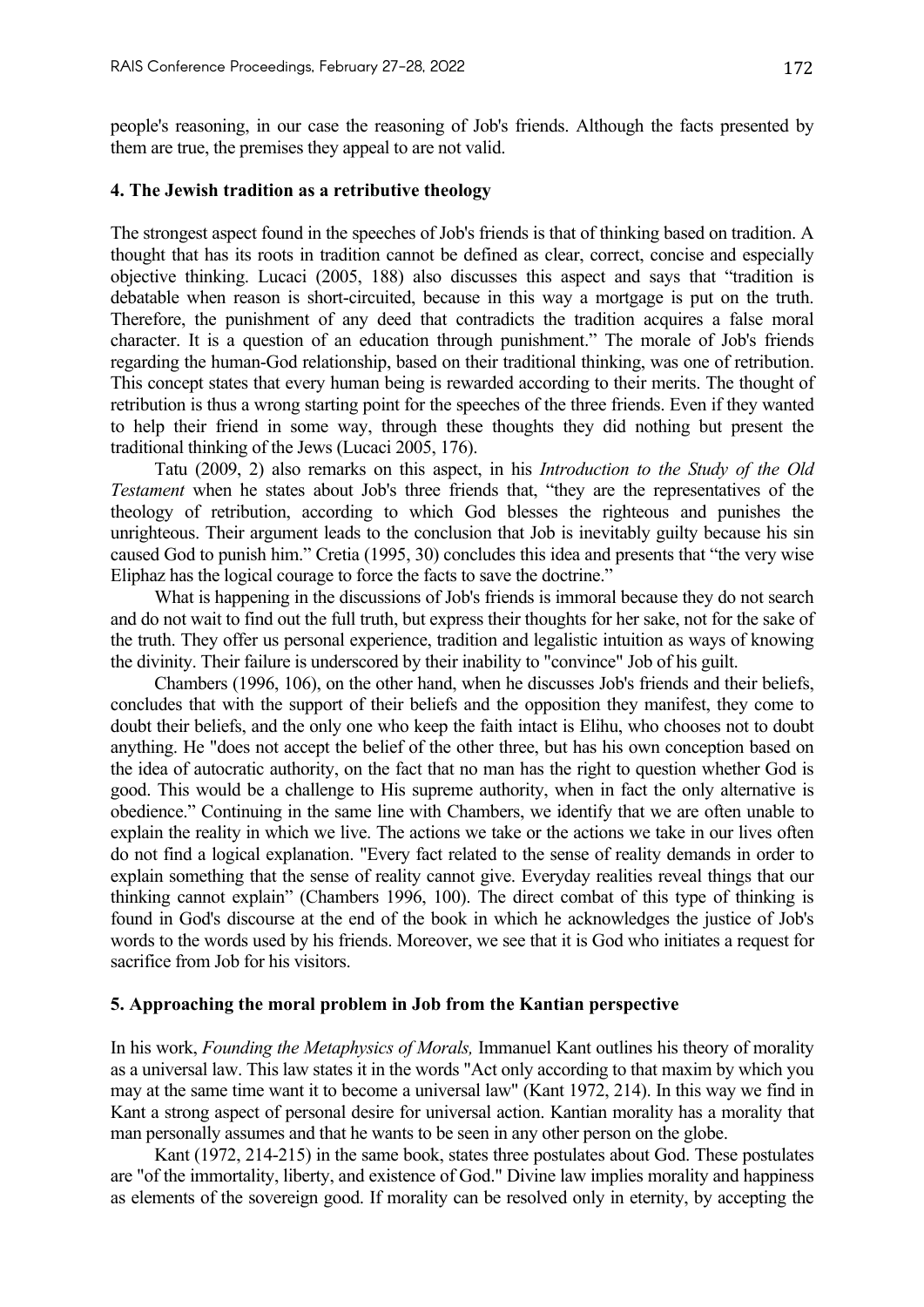people's reasoning, in our case the reasoning of Job's friends. Although the facts presented by them are true, the premises they appeal to are not valid.

## 4. The Jewish tradition as a retributive theology

The strongest aspect found in the speeches of Job's friends is that of thinking based on tradition. A thought that has its roots in tradition cannot be defined as clear, correct, concise and especially objective thinking. Lucaci (2005, 188) also discusses this aspect and says that "tradition is debatable when reason is short-circuited, because in this way a mortgage is put on the truth. Therefore, the punishment of any deed that contradicts the tradition acquires a false moral character. It is a question of an education through punishment." The morale of Job's friends regarding the human-God relationship, based on their traditional thinking, was one of retribution. This concept states that every human being is rewarded according to their merits. The thought of retribution is thus a wrong starting point for the speeches of the three friends. Even if they wanted to help their friend in some way, through these thoughts they did nothing but present the traditional thinking of the Jews (Lucaci 2005, 176).

Tatu (2009, 2) also remarks on this aspect, in his *Introduction to the Study of the Old Testament* when he states about Job's three friends that, "they are the representatives of the theology of retribution, according to which God blesses the righteous and punishes the unrighteous. Their argument leads to the conclusion that Job is inevitably guilty because his sin caused God to punish him." Cretia (1995, 30) concludes this idea and presents that "the very wise Eliphaz has the logical courage to force the facts to save the doctrine."

What is happening in the discussions of Job's friends is immoral because they do not search and do not wait to find out the full truth, but express their thoughts for her sake, not for the sake of the truth. They offer us personal experience, tradition and legalistic intuition as ways of knowing the divinity. Their failure is underscored by their inability to "convince" Job of his guilt.

Chambers (1996, 106), on the other hand, when he discusses Job's friends and their beliefs, concludes that with the support of their beliefs and the opposition they manifest, they come to doubt their beliefs, and the only one who keep the faith intact is Elihu, who chooses not to doubt anything. He "does not accept the belief of the other three, but has his own conception based on the idea of autocratic authority, on the fact that no man has the right to question whether God is good. This would be a challenge to His supreme authority, when in fact the only alternative is obedience." Continuing in the same line with Chambers, we identify that we are often unable to explain the reality in which we live. The actions we take or the actions we take in our lives often do not find a logical explanation. "Every fact related to the sense of reality demands in order to explain something that the sense of reality cannot give. Everyday realities reveal things that our thinking cannot explain" (Chambers 1996, 100). The direct combat of this type of thinking is found in God's discourse at the end of the book in which he acknowledges the justice of Job's words to the words used by his friends. Moreover, we see that it is God who initiates a request for sacrifice from Job for his visitors.

## 5. Approaching the moral problem in Job from the Kantian perspective

In his work, *Founding the Metaphysics of Morals,* Immanuel Kant outlines his theory of morality as a universal law. This law states it in the words "Act only according to that maxim by which you may at the same time want it to become a universal law" (Kant 1972, 214). In this way we find in Kant a strong aspect of personal desire for universal action. Kantian morality has a morality that man personally assumes and that he wants to be seen in any other person on the globe.

Kant (1972, 214-215) in the same book, states three postulates about God. These postulates are "of the immortality, liberty, and existence of God." Divine law implies morality and happiness as elements of the sovereign good. If morality can be resolved only in eternity, by accepting the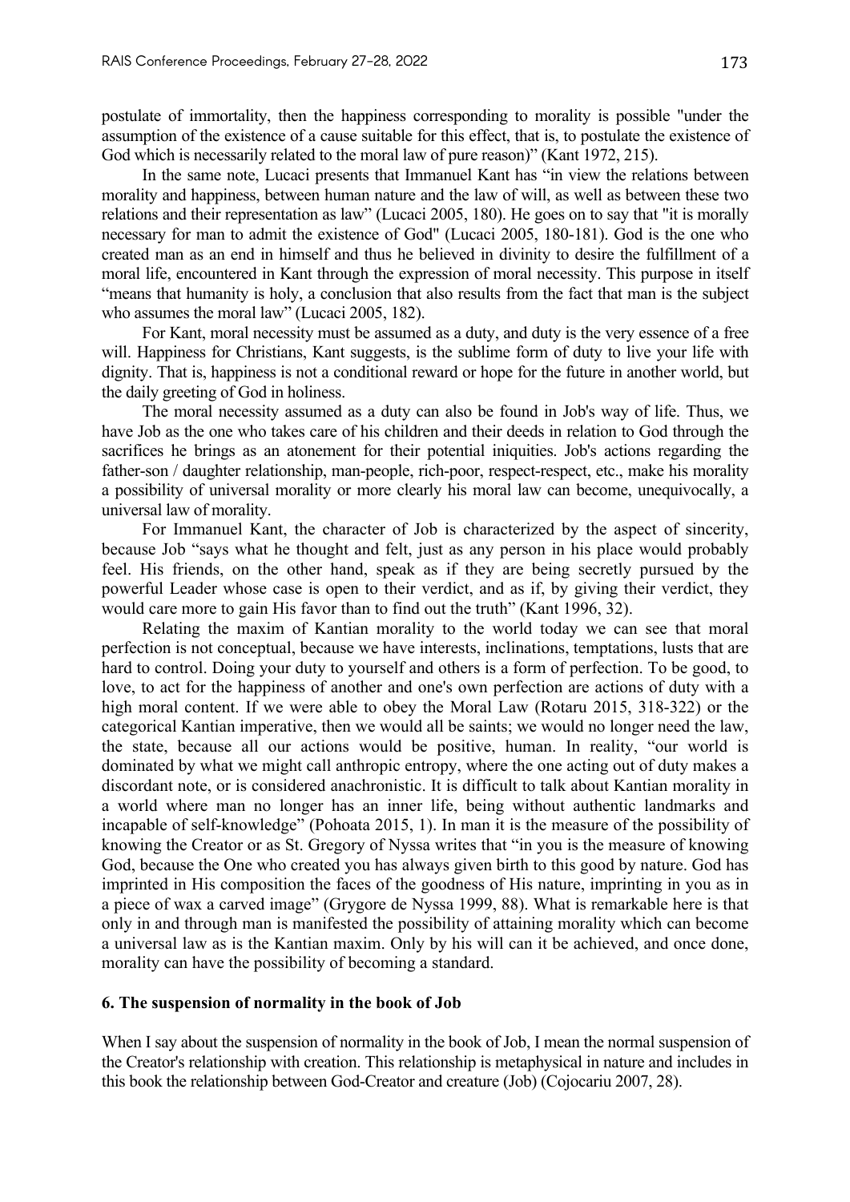postulate of immortality, then the happiness corresponding to morality is possible "under the assumption of the existence of a cause suitable for this effect, that is, to postulate the existence of God which is necessarily related to the moral law of pure reason)" (Kant 1972, 215).

In the same note, Lucaci presents that Immanuel Kant has "in view the relations between morality and happiness, between human nature and the law of will, as well as between these two relations and their representation as law" (Lucaci 2005, 180). He goes on to say that "it is morally necessary for man to admit the existence of God" (Lucaci 2005, 180-181). God is the one who created man as an end in himself and thus he believed in divinity to desire the fulfillment of a moral life, encountered in Kant through the expression of moral necessity. This purpose in itself "means that humanity is holy, a conclusion that also results from the fact that man is the subject who assumes the moral law" (Lucaci 2005, 182).

For Kant, moral necessity must be assumed as a duty, and duty is the very essence of a free will. Happiness for Christians, Kant suggests, is the sublime form of duty to live your life with dignity. That is, happiness is not a conditional reward or hope for the future in another world, but the daily greeting of God in holiness.

The moral necessity assumed as a duty can also be found in Job's way of life. Thus, we have Job as the one who takes care of his children and their deeds in relation to God through the sacrifices he brings as an atonement for their potential iniquities. Job's actions regarding the father-son / daughter relationship, man-people, rich-poor, respect-respect, etc., make his morality a possibility of universal morality or more clearly his moral law can become, unequivocally, a universal law of morality.

For Immanuel Kant, the character of Job is characterized by the aspect of sincerity, because Job "says what he thought and felt, just as any person in his place would probably feel. His friends, on the other hand, speak as if they are being secretly pursued by the powerful Leader whose case is open to their verdict, and as if, by giving their verdict, they would care more to gain His favor than to find out the truth" (Kant 1996, 32).

Relating the maxim of Kantian morality to the world today we can see that moral perfection is not conceptual, because we have interests, inclinations, temptations, lusts that are hard to control. Doing your duty to yourself and others is a form of perfection. To be good, to love, to act for the happiness of another and one's own perfection are actions of duty with a high moral content. If we were able to obey the Moral Law (Rotaru 2015, 318-322) or the categorical Kantian imperative, then we would all be saints; we would no longer need the law, the state, because all our actions would be positive, human. In reality, "our world is dominated by what we might call anthropic entropy, where the one acting out of duty makes a discordant note, or is considered anachronistic. It is difficult to talk about Kantian morality in a world where man no longer has an inner life, being without authentic landmarks and incapable of self-knowledge" (Pohoata 2015, 1). In man it is the measure of the possibility of knowing the Creator or as St. Gregory of Nyssa writes that "in you is the measure of knowing God, because the One who created you has always given birth to this good by nature. God has imprinted in His composition the faces of the goodness of His nature, imprinting in you as in a piece of wax a carved image" (Grygore de Nyssa 1999, 88). What is remarkable here is that only in and through man is manifested the possibility of attaining morality which can become a universal law as is the Kantian maxim. Only by his will can it be achieved, and once done, morality can have the possibility of becoming a standard.

## 6. The suspension of normality in the book of Job

When I say about the suspension of normality in the book of Job, I mean the normal suspension of the Creator's relationship with creation. This relationship is metaphysical in nature and includes in this book the relationship between God-Creator and creature (Job) (Cojocariu 2007, 28).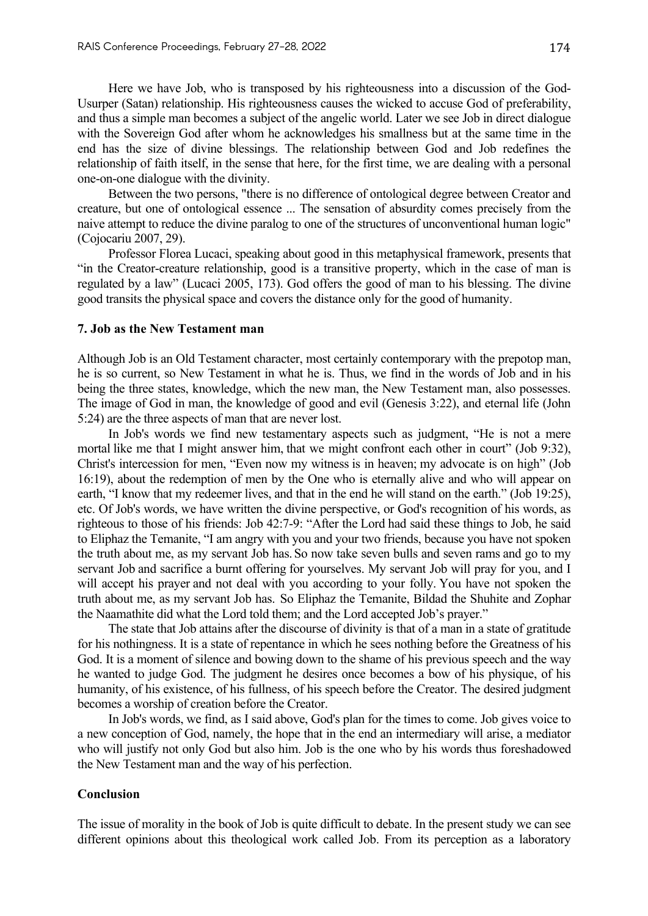Here we have Job, who is transposed by his righteousness into a discussion of the God-Usurper (Satan) relationship. His righteousness causes the wicked to accuse God of preferability, and thus a simple man becomes a subject of the angelic world. Later we see Job in direct dialogue with the Sovereign God after whom he acknowledges his smallness but at the same time in the end has the size of divine blessings. The relationship between God and Job redefines the relationship of faith itself, in the sense that here, for the first time, we are dealing with a personal one-on-one dialogue with the divinity.

Between the two persons, "there is no difference of ontological degree between Creator and creature, but one of ontological essence ... The sensation of absurdity comes precisely from the naive attempt to reduce the divine paralog to one of the structures of unconventional human logic" (Cojocariu 2007, 29).

Professor Florea Lucaci, speaking about good in this metaphysical framework, presents that "in the Creator-creature relationship, good is a transitive property, which in the case of man is regulated by a law" (Lucaci 2005, 173). God offers the good of man to his blessing. The divine good transits the physical space and covers the distance only for the good of humanity.

### 7. Job as the New Testament man

Although Job is an Old Testament character, most certainly contemporary with the prepotop man, he is so current, so New Testament in what he is. Thus, we find in the words of Job and in his being the three states, knowledge, which the new man, the New Testament man, also possesses. The image of God in man, the knowledge of good and evil (Genesis 3:22), and eternal life (John 5:24) are the three aspects of man that are never lost.

In Job's words we find new testamentary aspects such as judgment, "He is not a mere mortal like me that I might answer him, that we might confront each other in court" (Job 9:32), Christ's intercession for men, "Even now my witness is in heaven; my advocate is on high" (Job 16:19), about the redemption of men by the One who is eternally alive and who will appear on earth, "I know that my redeemer lives, and that in the end he will stand on the earth." (Job 19:25), etc. Of Job's words, we have written the divine perspective, or God's recognition of his words, as righteous to those of his friends: Job 42:7-9: "After the Lord had said these things to Job, he said to Eliphaz the Temanite, "I am angry with you and your two friends, because you have not spoken the truth about me, as my servant Job has. So now take seven bulls and seven rams and go to my servant Job and sacrifice a burnt offering for yourselves. My servant Job will pray for you, and I will accept his prayer and not deal with you according to your folly. You have not spoken the truth about me, as my servant Job has. So Eliphaz the Temanite, Bildad the Shuhite and Zophar the Naamathite did what the Lord told them; and the Lord accepted Job's prayer."

The state that Job attains after the discourse of divinity is that of a man in a state of gratitude for his nothingness. It is a state of repentance in which he sees nothing before the Greatness of his God. It is a moment of silence and bowing down to the shame of his previous speech and the way he wanted to judge God. The judgment he desires once becomes a bow of his physique, of his humanity, of his existence, of his fullness, of his speech before the Creator. The desired judgment becomes a worship of creation before the Creator.

In Job's words, we find, as I said above, God's plan for the times to come. Job gives voice to a new conception of God, namely, the hope that in the end an intermediary will arise, a mediator who will justify not only God but also him. Job is the one who by his words thus foreshadowed the New Testament man and the way of his perfection.

### Conclusion

The issue of morality in the book of Job is quite difficult to debate. In the present study we can see different opinions about this theological work called Job. From its perception as a laboratory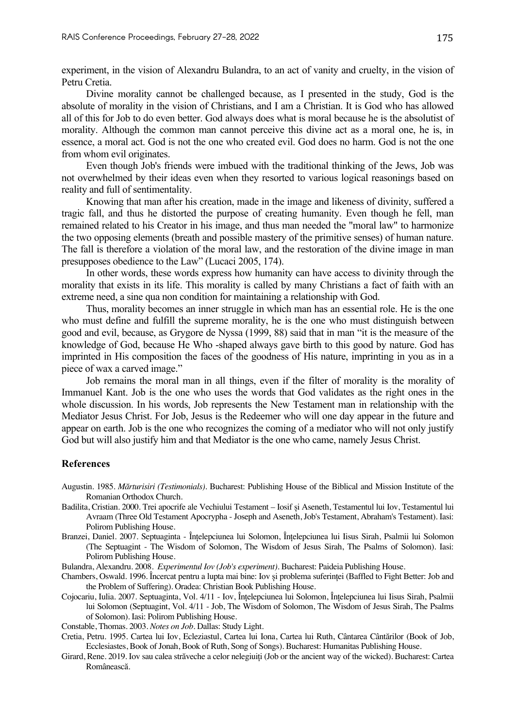experiment, in the vision of Alexandru Bulandra, to an act of vanity and cruelty, in the vision of Petru Cretia.

Divine morality cannot be challenged because, as I presented in the study, God is the absolute of morality in the vision of Christians, and I am a Christian. It is God who has allowed all of this for Job to do even better. God always does what is moral because he is the absolutist of morality. Although the common man cannot perceive this divine act as a moral one, he is, in essence, a moral act. God is not the one who created evil. God does no harm. God is not the one from whom evil originates.

Even though Job's friends were imbued with the traditional thinking of the Jews, Job was not overwhelmed by their ideas even when they resorted to various logical reasonings based on reality and full of sentimentality.

Knowing that man after his creation, made in the image and likeness of divinity, suffered a tragic fall, and thus he distorted the purpose of creating humanity. Even though he fell, man remained related to his Creator in his image, and thus man needed the "moral law" to harmonize the two opposing elements (breath and possible mastery of the primitive senses) of human nature. The fall is therefore a violation of the moral law, and the restoration of the divine image in man presupposes obedience to the Law" (Lucaci 2005, 174).

In other words, these words express how humanity can have access to divinity through the morality that exists in its life. This morality is called by many Christians a fact of faith with an extreme need, a sine qua non condition for maintaining a relationship with God.

Thus, morality becomes an inner struggle in which man has an essential role. He is the one who must define and fulfill the supreme morality, he is the one who must distinguish between good and evil, because, as Grygore de Nyssa (1999, 88) said that in man "it is the measure of the knowledge of God, because He Who -shaped always gave birth to this good by nature. God has imprinted in His composition the faces of the goodness of His nature, imprinting in you as in a piece of wax a carved image."

Job remains the moral man in all things, even if the filter of morality is the morality of Immanuel Kant. Job is the one who uses the words that God validates as the right ones in the whole discussion. In his words, Job represents the New Testament man in relationship with the Mediator Jesus Christ. For Job, Jesus is the Redeemer who will one day appear in the future and appear on earth. Job is the one who recognizes the coming of a mediator who will not only justify God but will also justify him and that Mediator is the one who came, namely Jesus Christ.

## References

Augustin. 1985. *Mărturisiri (Testimonials)*. Bucharest: Publishing House of the Biblical and Mission Institute of the Romanian Orthodox Church.

Badilita, Cristian. 2000. Trei apocrife ale Vechiului Testament – Iosif și Aseneth, Testamentul lui Iov, Testamentul lui Avraam (Three Old Testament Apocrypha - Joseph and Aseneth, Job's Testament, Abraham's Testament). Iasi: Polirom Publishing House.

Branzei, Daniel. 2007. Septuaginta - Înțelepciunea lui Solomon, Înțelepciunea lui Iisus Sirah, Psalmii lui Solomon (The Septuagint - The Wisdom of Solomon, The Wisdom of Jesus Sirah, The Psalms of Solomon). Iasi: Polirom Publishing House.

Bulandra, Alexandru. 2008. *Experimentul Iov (Job's experiment)*. Bucharest: Paideia Publishing House.

Chambers, Oswald. 1996. Încercat pentru a lupta mai bine: Iov și problema suferinței (Baffled to Fight Better: Job and the Problem of Suffering). Oradea: Christian Book Publishing House.

Cojocariu, Iulia. 2007. Septuaginta, Vol. 4/11 - Iov, Înțelepciunea lui Solomon, Înțelepciunea lui Iisus Sirah, Psalmii lui Solomon (Septuagint, Vol. 4/11 - Job, The Wisdom of Solomon, The Wisdom of Jesus Sirah, The Psalms of Solomon). Iasi: Polirom Publishing House.

Constable, Thomas. 2003. *Notes on Job*. Dallas: Study Light.

Cretia, Petru. 1995. Cartea lui Iov, Ecleziastul, Cartea lui Iona, Cartea lui Ruth, Cântarea Cântărilor (Book of Job, Ecclesiastes, Book of Jonah, Book of Ruth, Song of Songs). Bucharest: Humanitas Publishing House.

Girard, Rene. 2019. Iov sau calea străveche a celor nelegiuiți (Job or the ancient way of the wicked). Bucharest: Cartea Românească.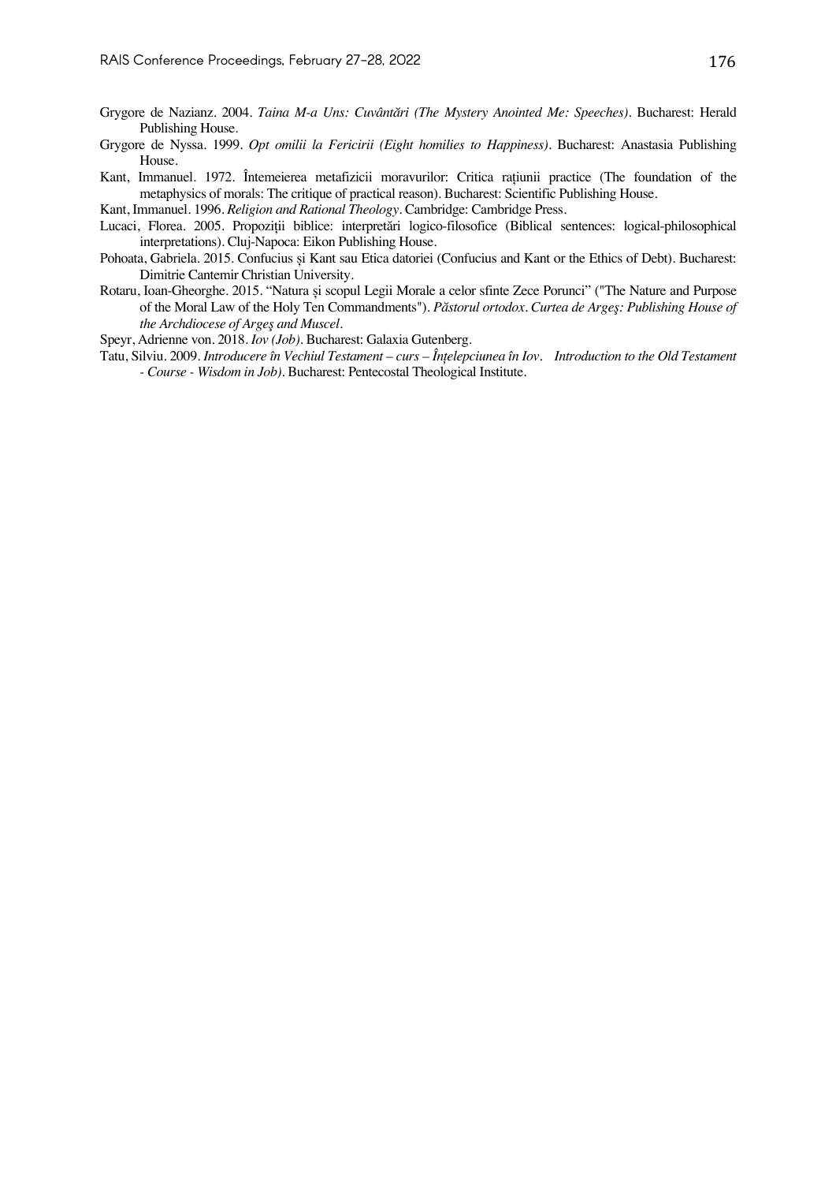Grygore de Nazianz. 2004. *Taina M-a Uns: Cuvântări (The Mystery Anointed Me: Speeches)*. Bucharest: Herald Publishing House.

Grygore de Nyssa. 1999. *Opt omilii la Fericirii (Eight homilies to Happiness)*. Bucharest: Anastasia Publishing House.

Kant, Immanuel. 1972. Întemeierea metafizicii moravurilor: Critica rațiunii practice (The foundation of the metaphysics of morals: The critique of practical reason). Bucharest: Scientific Publishing House.

Kant, Immanuel. 1996. *Religion and Rational Theology*. Cambridge: Cambridge Press.

Lucaci, Florea. 2005. Propoziții biblice: interpretări logico-filosofice (Biblical sentences: logical-philosophical interpretations). Cluj-Napoca: Eikon Publishing House.

Pohoata, Gabriela. 2015. Confucius și Kant sau Etica datoriei (Confucius and Kant or the Ethics of Debt). Bucharest: Dimitrie Cantemir Christian University.

Rotaru, Ioan-Gheorghe. 2015. "Natura și scopul Legii Morale a celor sfinte Zece Porunci" ("The Nature and Purpose of the Moral Law of the Holy Ten Commandments"). *Păstorul ortodox. Curtea de Argeş: Publishing House of the Archdiocese of Argeş and Muscel*.

Speyr, Adrienne von. 2018. *Iov (Job)*. Bucharest: Galaxia Gutenberg.

Tatu, Silviu. 2009. *Introducere în Vechiul Testament – curs – Înțelepciunea în Iov. Introduction to the Old Testament - Course - Wisdom in Job)*. Bucharest: Pentecostal Theological Institute.